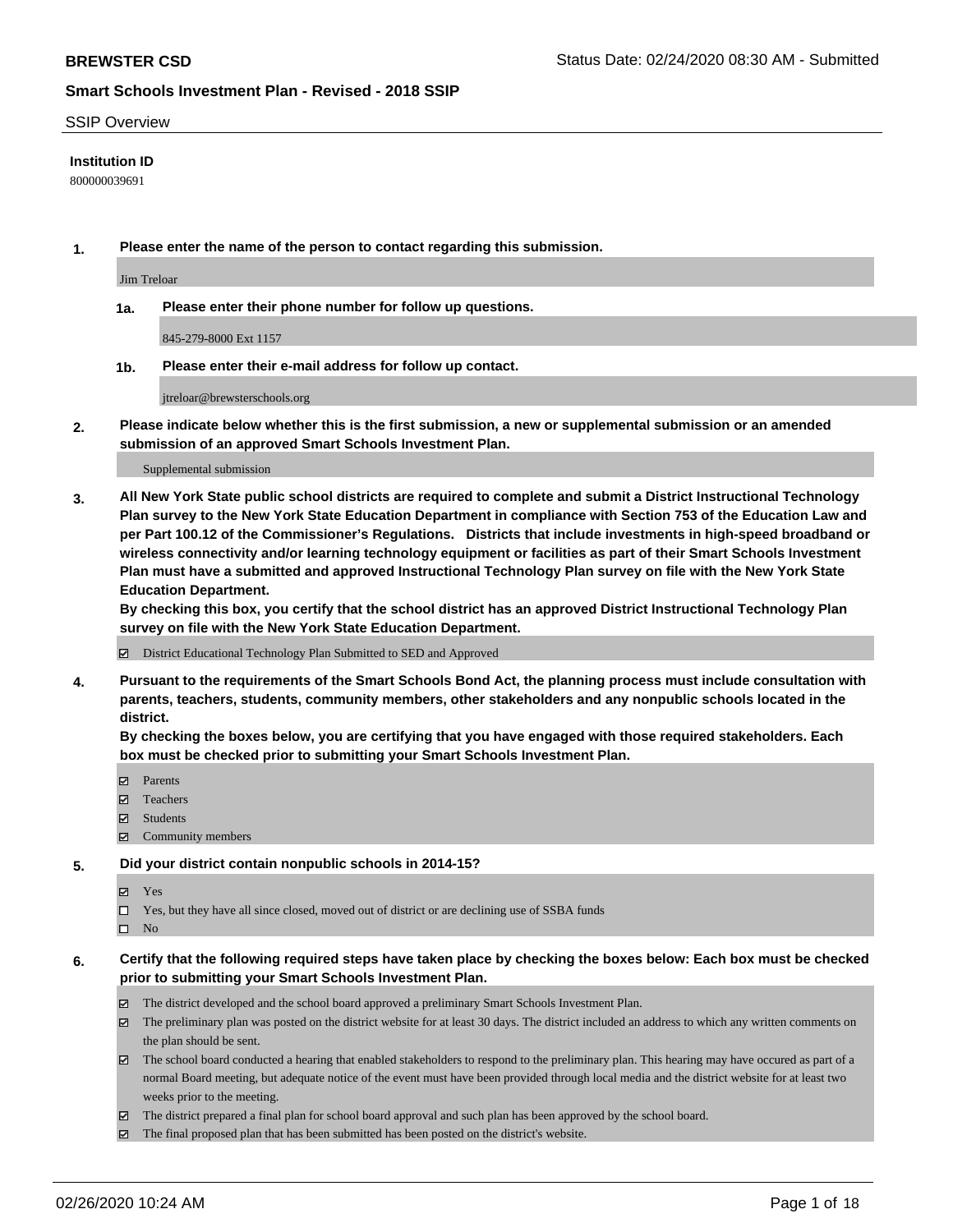**BREWSTER CSD** Status Date: 02/24/2020 08:30 AM - Submitted

**Smart Schools Investment Plan - Revised - 2018 SSIP**

SSIP Overview

**Institution ID**

800000039691

**1. Please enter the name of the person to contact regarding this submission.**

Jim Treloar

**1a. Please enter their phone number for follow up questions.**

845-279-8000 Ext 1157

**1b. Please enter their e-mail address for follow up contact.**

jtreloar@brewsterschools.org

**2. Please indicate below whether this is the first submission, a new or supplemental submission or an amended submission of an approved Smart Schools Investment Plan.**

Supplemental submission

**3. All New York State public school districts are required to complete and submit a District Instructional Technology Plan survey to the New York State Education Department in compliance with Section 753 of the Education Law and per Part 100.12 of the Commissioner's Regulations. Districts that include investments in high-speed broadband or wireless connectivity and/or learning technology equipment or facilities as part of their Smart Schools Investment Plan must have a submitted and approved Instructional Technology Plan survey on file with the New York State Education Department.**
**By checking this box, you certify that the school district has an approved District Instructional Technology Plan survey on file with the New York State Education Department.**

- [x] District Educational Technology Plan Submitted to SED and Approved

**4. Pursuant to the requirements of the Smart Schools Bond Act, the planning process must include consultation with parents, teachers, students, community members, other stakeholders and any nonpublic schools located in the district.**
**By checking the boxes below, you are certifying that you have engaged with those required stakeholders. Each box must be checked prior to submitting your Smart Schools Investment Plan.**

- [x] Parents
- [x] Teachers
- [x] Students
- [x] Community members

**5. Did your district contain nonpublic schools in 2014-15?**

- [x] Yes
- [ ] Yes, but they have all since closed, moved out of district or are declining use of SSBA funds
- [ ] No

**6. Certify that the following required steps have taken place by checking the boxes below: Each box must be checked prior to submitting your Smart Schools Investment Plan.**

- [x] The district developed and the school board approved a preliminary Smart Schools Investment Plan.
- [x] The preliminary plan was posted on the district website for at least 30 days. The district included an address to which any written comments on the plan should be sent.
- [x] The school board conducted a hearing that enabled stakeholders to respond to the preliminary plan. This hearing may have occured as part of a normal Board meeting, but adequate notice of the event must have been provided through local media and the district website for at least two weeks prior to the meeting.
- [x] The district prepared a final plan for school board approval and such plan has been approved by the school board.
- [x] The final proposed plan that has been submitted has been posted on the district's website.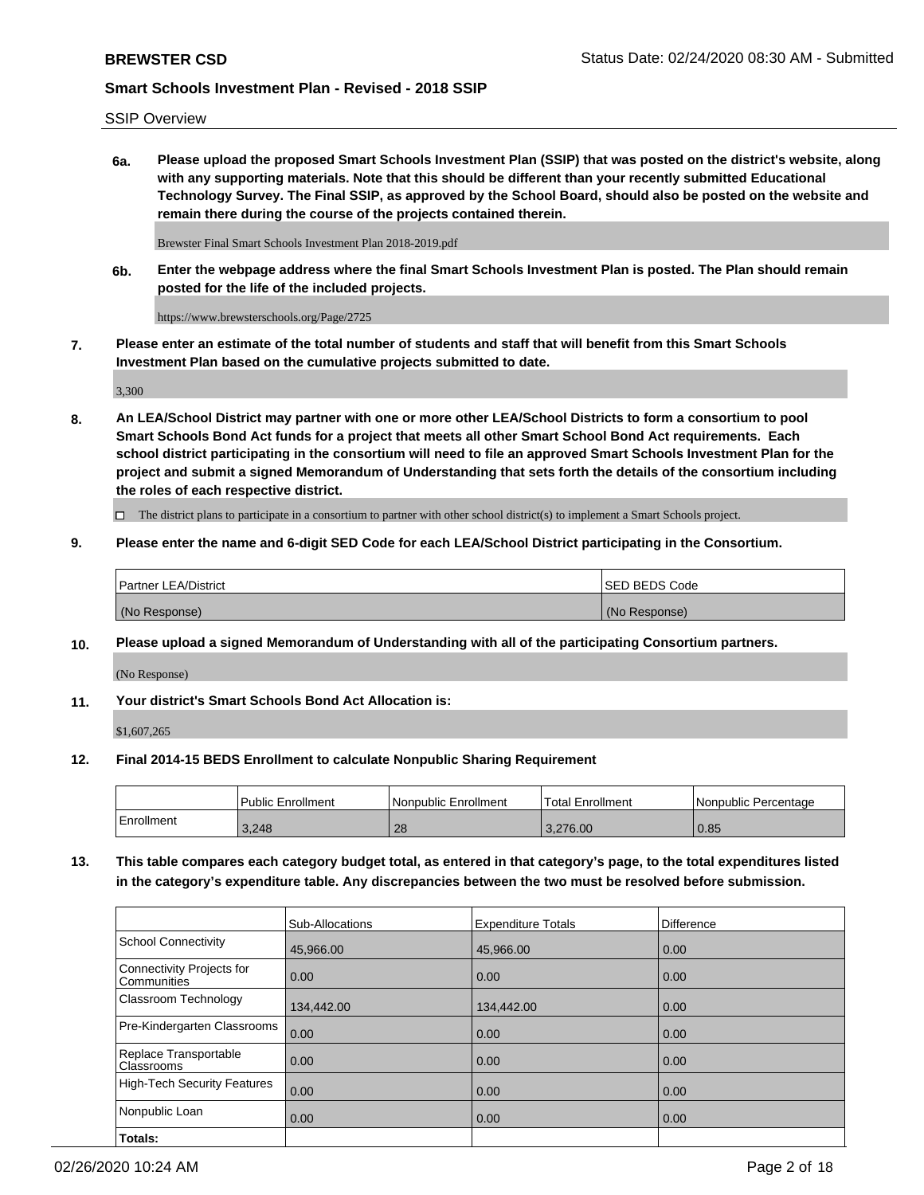SSIP Overview

**6a. Please upload the proposed Smart Schools Investment Plan (SSIP) that was posted on the district's website, along with any supporting materials. Note that this should be different than your recently submitted Educational Technology Survey. The Final SSIP, as approved by the School Board, should also be posted on the website and remain there during the course of the projects contained therein.**

Brewster Final Smart Schools Investment Plan 2018-2019.pdf

**6b. Enter the webpage address where the final Smart Schools Investment Plan is posted. The Plan should remain posted for the life of the included projects.**

https://www.brewsterschools.org/Page/2725

**7. Please enter an estimate of the total number of students and staff that will benefit from this Smart Schools Investment Plan based on the cumulative projects submitted to date.**

3,300

**8. An LEA/School District may partner with one or more other LEA/School Districts to form a consortium to pool Smart Schools Bond Act funds for a project that meets all other Smart School Bond Act requirements. Each school district participating in the consortium will need to file an approved Smart Schools Investment Plan for the project and submit a signed Memorandum of Understanding that sets forth the details of the consortium including the roles of each respective district.**

☐ The district plans to participate in a consortium to partner with other school district(s) to implement a Smart Schools project.

**9. Please enter the name and 6-digit SED Code for each LEA/School District participating in the Consortium.**

| Partner LEA/District | SED BEDS Code |
|---|---|
| (No Response) | (No Response) |

**10. Please upload a signed Memorandum of Understanding with all of the participating Consortium partners.**

(No Response)

**11. Your district's Smart Schools Bond Act Allocation is:**

$1,607,265

**12. Final 2014-15 BEDS Enrollment to calculate Nonpublic Sharing Requirement**

| | Public Enrollment | Nonpublic Enrollment | Total Enrollment | Nonpublic Percentage |
|---|---|---|---|---|
| Enrollment | 3,248 | 28 | 3,276.00 | 0.85 |

**13. This table compares each category budget total, as entered in that category's page, to the total expenditures listed in the category's expenditure table. Any discrepancies between the two must be resolved before submission.**

| | Sub-Allocations | Expenditure Totals | Difference |
|---|---|---|---|
| School Connectivity | 45,966.00 | 45,966.00 | 0.00 |
| Connectivity Projects for Communities | 0.00 | 0.00 | 0.00 |
| Classroom Technology | 134,442.00 | 134,442.00 | 0.00 |
| Pre-Kindergarten Classrooms | 0.00 | 0.00 | 0.00 |
| Replace Transportable Classrooms | 0.00 | 0.00 | 0.00 |
| High-Tech Security Features | 0.00 | 0.00 | 0.00 |
| Nonpublic Loan | 0.00 | 0.00 | 0.00 |
| **Totals:** | | | |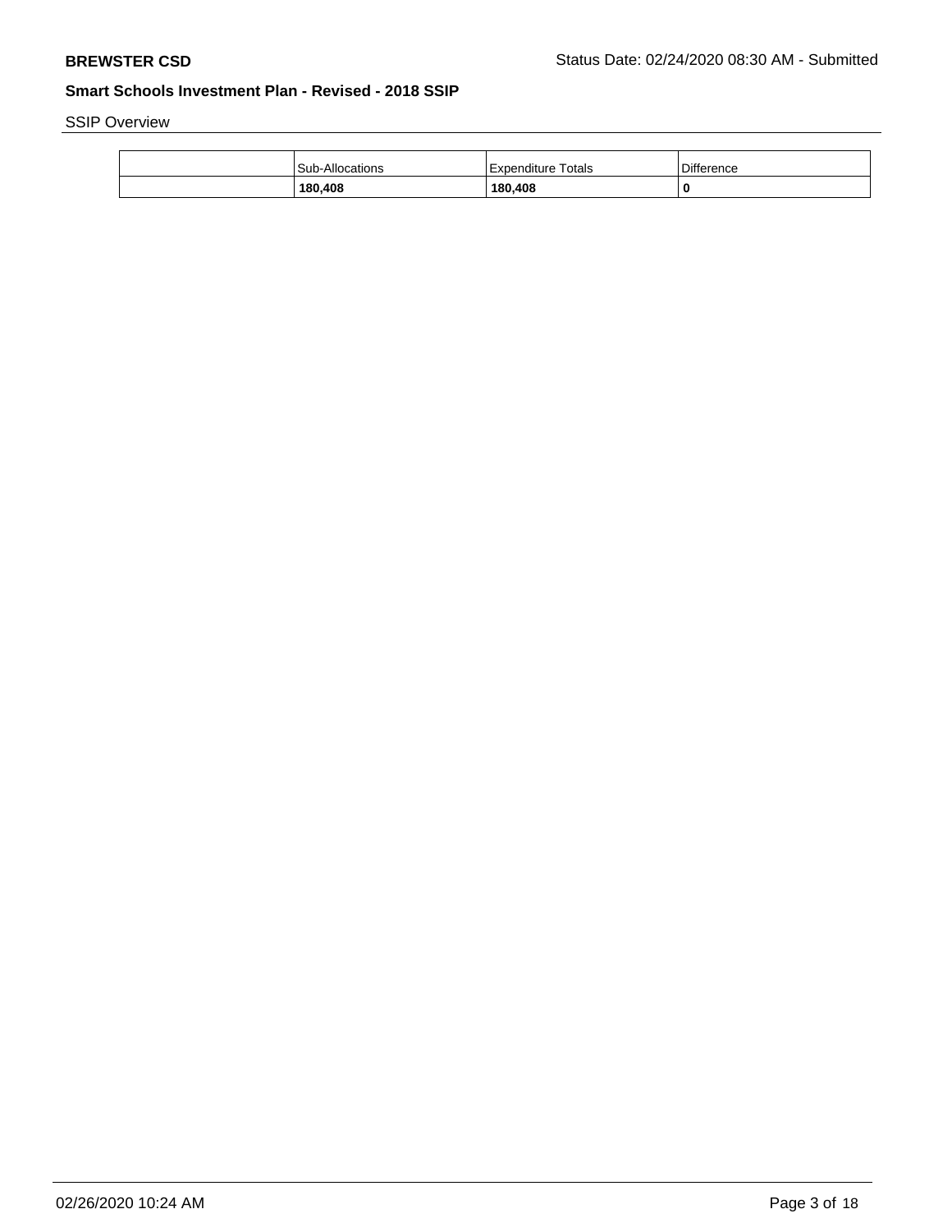SSIP Overview

| | Sub-Allocations | Expenditure Totals | Difference |
|---|---|---|---|
| | **180,408** | **180,408** | **0** |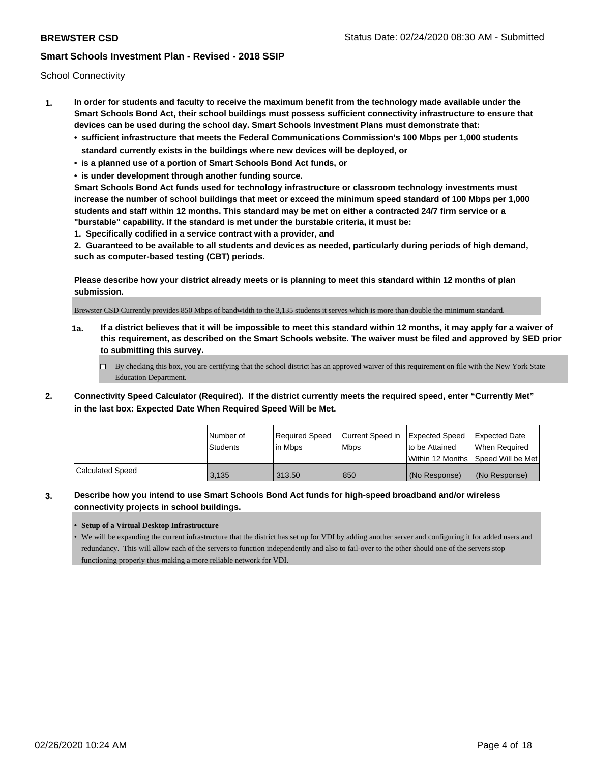School Connectivity

1. **In order for students and faculty to receive the maximum benefit from the technology made available under the Smart Schools Bond Act, their school buildings must possess sufficient connectivity infrastructure to ensure that devices can be used during the school day. Smart Schools Investment Plans must demonstrate that:**
   - **sufficient infrastructure that meets the Federal Communications Commission's 100 Mbps per 1,000 students standard currently exists in the buildings where new devices will be deployed, or**
   - **is a planned use of a portion of Smart Schools Bond Act funds, or**
   - **is under development through another funding source.**

   **Smart Schools Bond Act funds used for technology infrastructure or classroom technology investments must increase the number of school buildings that meet or exceed the minimum speed standard of 100 Mbps per 1,000 students and staff within 12 months. This standard may be met on either a contracted 24/7 firm service or a "burstable" capability. If the standard is met under the burstable criteria, it must be:**

   **1. Specifically codified in a service contract with a provider, and**

   **2. Guaranteed to be available to all students and devices as needed, particularly during periods of high demand, such as computer-based testing (CBT) periods.**

   **Please describe how your district already meets or is planning to meet this standard within 12 months of plan submission.**

   Brewster CSD Currently provides 850 Mbps of bandwidth to the 3,135 students it serves which is more than double the minimum standard.

   **1a. If a district believes that it will be impossible to meet this standard within 12 months, it may apply for a waiver of this requirement, as described on the Smart Schools website. The waiver must be filed and approved by SED prior to submitting this survey.**

   ☐ By checking this box, you are certifying that the school district has an approved waiver of this requirement on file with the New York State Education Department.

2. **Connectivity Speed Calculator (Required). If the district currently meets the required speed, enter "Currently Met" in the last box: Expected Date When Required Speed Will be Met.**

|  | Number of Students | Required Speed in Mbps | Current Speed in Mbps | Expected Speed to be Attained Within 12 Months | Expected Date When Required Speed Will be Met |
|---|---|---|---|---|---|
| Calculated Speed | 3,135 | 313.50 | 850 | (No Response) | (No Response) |

3. **Describe how you intend to use Smart Schools Bond Act funds for high-speed broadband and/or wireless connectivity projects in school buildings.**

   - **Setup of a Virtual Desktop Infrastructure**
   - We will be expanding the current infrastructure that the district has set up for VDI by adding another server and configuring it for added users and redundancy. This will allow each of the servers to function independently and also to fail-over to the other should one of the servers stop functioning properly thus making a more reliable network for VDI.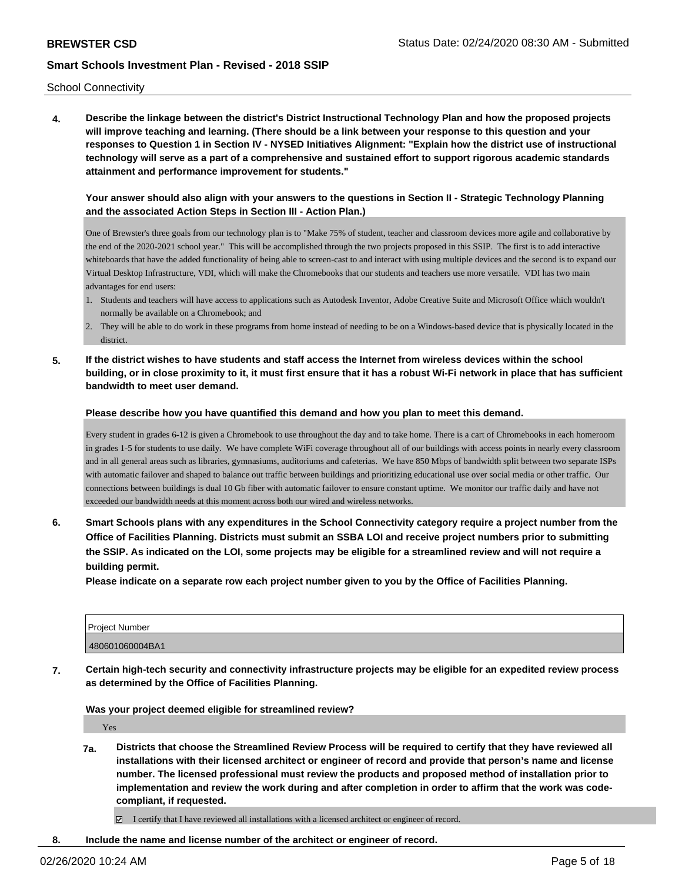School Connectivity

**4. Describe the linkage between the district's District Instructional Technology Plan and how the proposed projects will improve teaching and learning. (There should be a link between your response to this question and your responses to Question 1 in Section IV - NYSED Initiatives Alignment: "Explain how the district use of instructional technology will serve as a part of a comprehensive and sustained effort to support rigorous academic standards attainment and performance improvement for students."**

**Your answer should also align with your answers to the questions in Section II - Strategic Technology Planning and the associated Action Steps in Section III - Action Plan.)**

One of Brewster's three goals from our technology plan is to "Make 75% of student, teacher and classroom devices more agile and collaborative by the end of the 2020-2021 school year." This will be accomplished through the two projects proposed in this SSIP. The first is to add interactive whiteboards that have the added functionality of being able to screen-cast to and interact with using multiple devices and the second is to expand our Virtual Desktop Infrastructure, VDI, which will make the Chromebooks that our students and teachers use more versatile. VDI has two main advantages for end users:

1. Students and teachers will have access to applications such as Autodesk Inventor, Adobe Creative Suite and Microsoft Office which wouldn't normally be available on a Chromebook; and
2. They will be able to do work in these programs from home instead of needing to be on a Windows-based device that is physically located in the district.

**5. If the district wishes to have students and staff access the Internet from wireless devices within the school building, or in close proximity to it, it must first ensure that it has a robust Wi-Fi network in place that has sufficient bandwidth to meet user demand.**

**Please describe how you have quantified this demand and how you plan to meet this demand.**

Every student in grades 6-12 is given a Chromebook to use throughout the day and to take home. There is a cart of Chromebooks in each homeroom in grades 1-5 for students to use daily. We have complete WiFi coverage throughout all of our buildings with access points in nearly every classroom and in all general areas such as libraries, gymnasiums, auditoriums and cafeterias. We have 850 Mbps of bandwidth split between two separate ISPs with automatic failover and shaped to balance out traffic between buildings and prioritizing educational use over social media or other traffic. Our connections between buildings is dual 10 Gb fiber with automatic failover to ensure constant uptime. We monitor our traffic daily and have not exceeded our bandwidth needs at this moment across both our wired and wireless networks.

**6. Smart Schools plans with any expenditures in the School Connectivity category require a project number from the Office of Facilities Planning. Districts must submit an SSBA LOI and receive project numbers prior to submitting the SSIP. As indicated on the LOI, some projects may be eligible for a streamlined review and will not require a building permit.**

**Please indicate on a separate row each project number given to you by the Office of Facilities Planning.**

| Project Number |
| --- |
| 480601060004BA1 |

**7. Certain high-tech security and connectivity infrastructure projects may be eligible for an expedited review process as determined by the Office of Facilities Planning.**

**Was your project deemed eligible for streamlined review?**

Yes

**7a. Districts that choose the Streamlined Review Process will be required to certify that they have reviewed all installations with their licensed architect or engineer of record and provide that person's name and license number. The licensed professional must review the products and proposed method of installation prior to implementation and review the work during and after completion in order to affirm that the work was code-compliant, if requested.**

☑ I certify that I have reviewed all installations with a licensed architect or engineer of record.

**8. Include the name and license number of the architect or engineer of record.**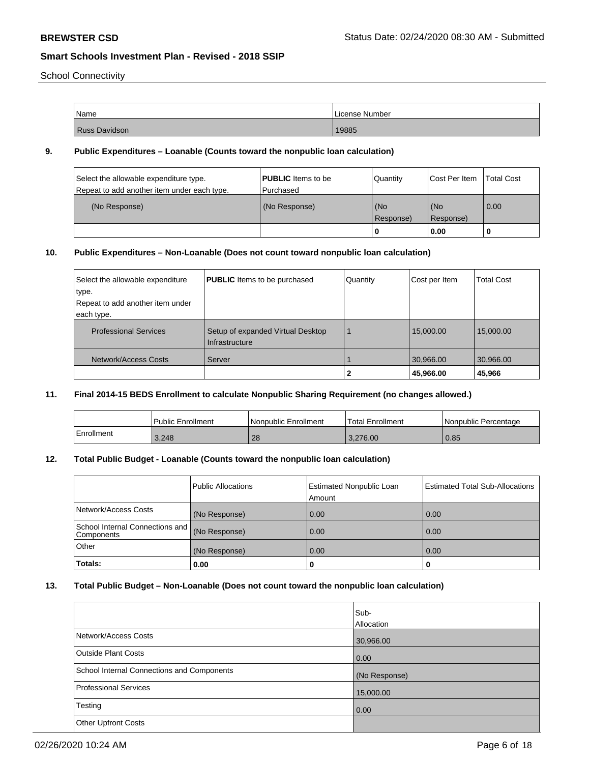School Connectivity

| Name | License Number |
|---|---|
| Russ Davidson | 19885 |

**9. Public Expenditures – Loanable (Counts toward the nonpublic loan calculation)**

| Select the allowable expenditure type. Repeat to add another item under each type. | **PUBLIC** Items to be Purchased | Quantity | Cost Per Item | Total Cost |
|---|---|---|---|---|
| (No Response) | (No Response) | (No Response) | (No Response) | 0.00 |
| | | 0 | 0.00 | 0 |

**10. Public Expenditures – Non-Loanable (Does not count toward nonpublic loan calculation)**

| Select the allowable expenditure type. Repeat to add another item under each type. | **PUBLIC** Items to be purchased | Quantity | Cost per Item | Total Cost |
|---|---|---|---|---|
| Professional Services | Setup of expanded Virtual Desktop Infrastructure | 1 | 15,000.00 | 15,000.00 |
| Network/Access Costs | Server | 1 | 30,966.00 | 30,966.00 |
| | | 2 | 45,966.00 | 45,966 |

**11. Final 2014-15 BEDS Enrollment to calculate Nonpublic Sharing Requirement (no changes allowed.)**

| | Public Enrollment | Nonpublic Enrollment | Total Enrollment | Nonpublic Percentage |
|---|---|---|---|---|
| Enrollment | 3,248 | 28 | 3,276.00 | 0.85 |

**12. Total Public Budget - Loanable (Counts toward the nonpublic loan calculation)**

| | Public Allocations | Estimated Nonpublic Loan Amount | Estimated Total Sub-Allocations |
|---|---|---|---|
| Network/Access Costs | (No Response) | 0.00 | 0.00 |
| School Internal Connections and Components | (No Response) | 0.00 | 0.00 |
| Other | (No Response) | 0.00 | 0.00 |
| **Totals:** | 0.00 | 0 | 0 |

**13. Total Public Budget – Non-Loanable (Does not count toward the nonpublic loan calculation)**

| | Sub-Allocation |
|---|---|
| Network/Access Costs | 30,966.00 |
| Outside Plant Costs | 0.00 |
| School Internal Connections and Components | (No Response) |
| Professional Services | 15,000.00 |
| Testing | 0.00 |
| Other Upfront Costs | |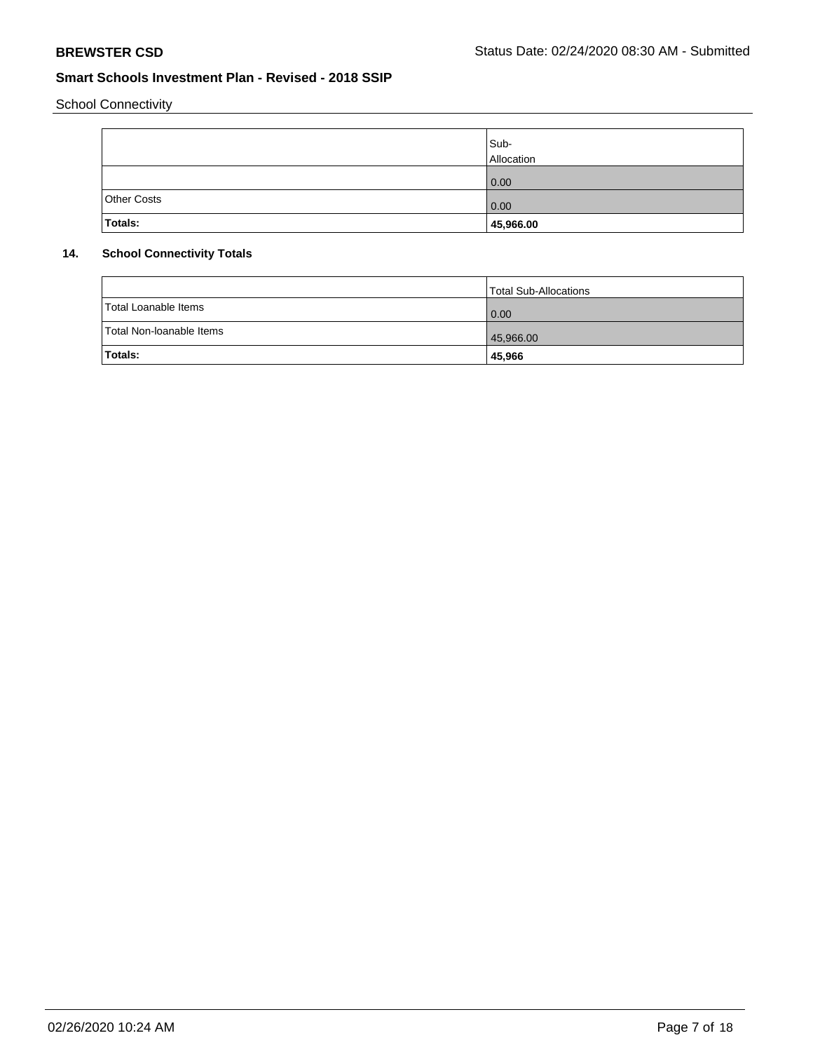School Connectivity

| | Sub-Allocation |
|---|---|
| | 0.00 |
| Other Costs | 0.00 |
| **Totals:** | **45,966.00** |

**14. School Connectivity Totals**

| | Total Sub-Allocations |
|---|---|
| Total Loanable Items | 0.00 |
| Total Non-loanable Items | 45,966.00 |
| **Totals:** | **45,966** |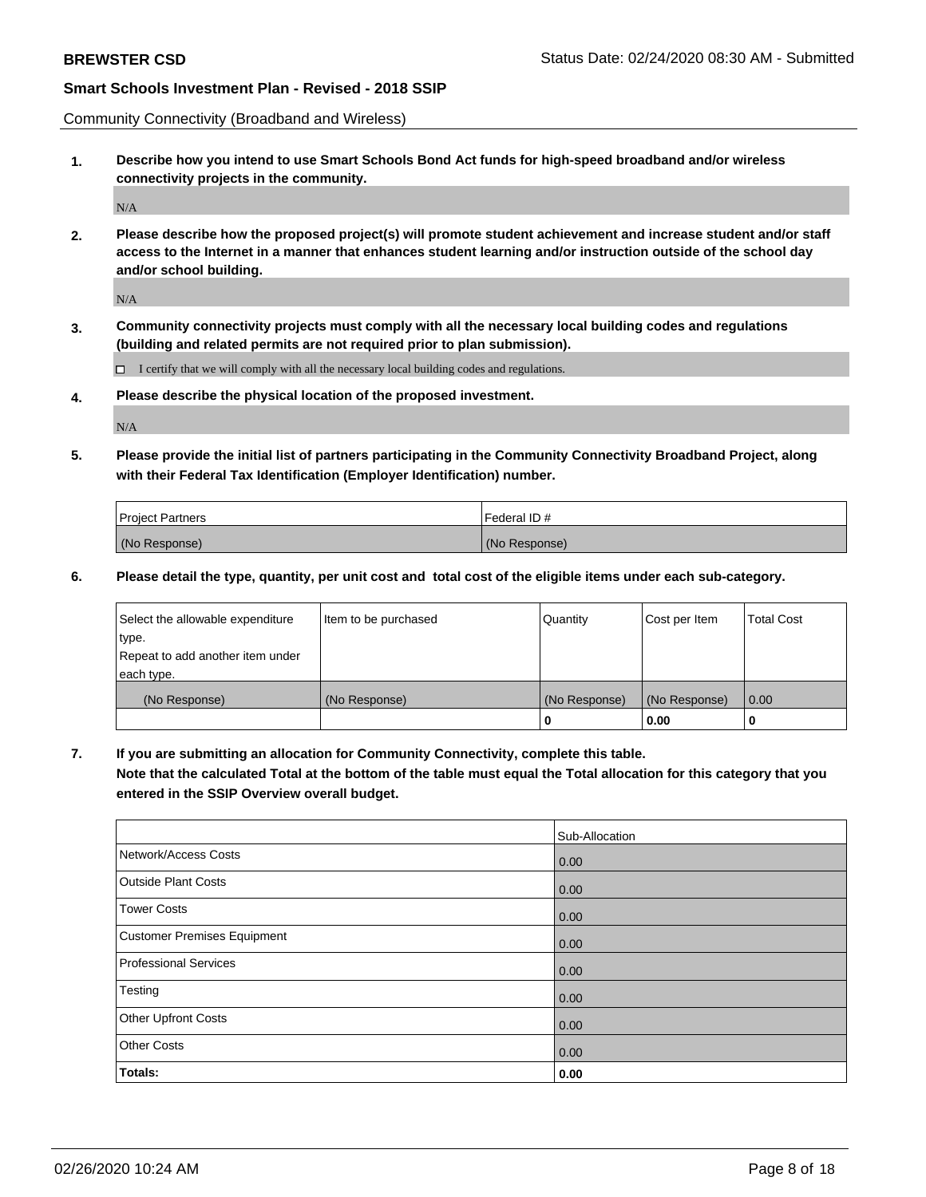Community Connectivity (Broadband and Wireless)

**1. Describe how you intend to use Smart Schools Bond Act funds for high-speed broadband and/or wireless connectivity projects in the community.**

N/A

**2. Please describe how the proposed project(s) will promote student achievement and increase student and/or staff access to the Internet in a manner that enhances student learning and/or instruction outside of the school day and/or school building.**

N/A

**3. Community connectivity projects must comply with all the necessary local building codes and regulations (building and related permits are not required prior to plan submission).**

☐ I certify that we will comply with all the necessary local building codes and regulations.

**4. Please describe the physical location of the proposed investment.**

N/A

**5. Please provide the initial list of partners participating in the Community Connectivity Broadband Project, along with their Federal Tax Identification (Employer Identification) number.**

| Project Partners | Federal ID # |
|---|---|
| (No Response) | (No Response) |

**6. Please detail the type, quantity, per unit cost and total cost of the eligible items under each sub-category.**

| Select the allowable expenditure type. Repeat to add another item under each type. | Item to be purchased | Quantity | Cost per Item | Total Cost |
|---|---|---|---|---|
| (No Response) | (No Response) | (No Response) | (No Response) | 0.00 |
| | | **0** | **0.00** | **0** |

**7. If you are submitting an allocation for Community Connectivity, complete this table.**
**Note that the calculated Total at the bottom of the table must equal the Total allocation for this category that you entered in the SSIP Overview overall budget.**

| | Sub-Allocation |
|---|---|
| Network/Access Costs | 0.00 |
| Outside Plant Costs | 0.00 |
| Tower Costs | 0.00 |
| Customer Premises Equipment | 0.00 |
| Professional Services | 0.00 |
| Testing | 0.00 |
| Other Upfront Costs | 0.00 |
| Other Costs | 0.00 |
| **Totals:** | **0.00** |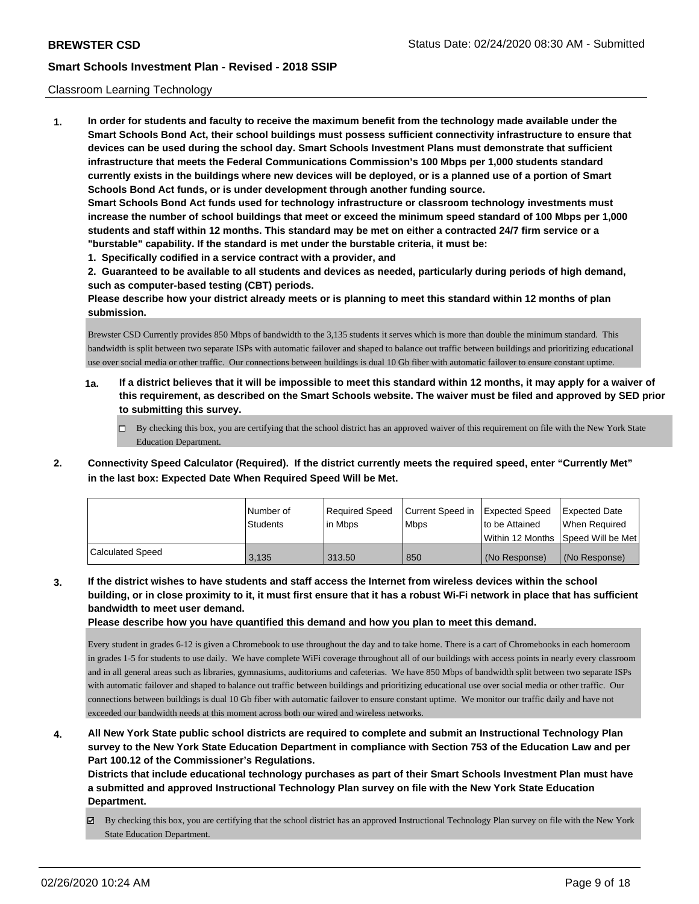## Classroom Learning Technology

**1. In order for students and faculty to receive the maximum benefit from the technology made available under the Smart Schools Bond Act, their school buildings must possess sufficient connectivity infrastructure to ensure that devices can be used during the school day. Smart Schools Investment Plans must demonstrate that sufficient infrastructure that meets the Federal Communications Commission's 100 Mbps per 1,000 students standard currently exists in the buildings where new devices will be deployed, or is a planned use of a portion of Smart Schools Bond Act funds, or is under development through another funding source.**

**Smart Schools Bond Act funds used for technology infrastructure or classroom technology investments must increase the number of school buildings that meet or exceed the minimum speed standard of 100 Mbps per 1,000 students and staff within 12 months. This standard may be met on either a contracted 24/7 firm service or a "burstable" capability. If the standard is met under the burstable criteria, it must be:**

**1. Specifically codified in a service contract with a provider, and**

**2. Guaranteed to be available to all students and devices as needed, particularly during periods of high demand, such as computer-based testing (CBT) periods.**

**Please describe how your district already meets or is planning to meet this standard within 12 months of plan submission.**

Brewster CSD Currently provides 850 Mbps of bandwidth to the 3,135 students it serves which is more than double the minimum standard. This bandwidth is split between two separate ISPs with automatic failover and shaped to balance out traffic between buildings and prioritizing educational use over social media or other traffic. Our connections between buildings is dual 10 Gb fiber with automatic failover to ensure constant uptime.

**1a. If a district believes that it will be impossible to meet this standard within 12 months, it may apply for a waiver of this requirement, as described on the Smart Schools website. The waiver must be filed and approved by SED prior to submitting this survey.**

☐ By checking this box, you are certifying that the school district has an approved waiver of this requirement on file with the New York State Education Department.

**2. Connectivity Speed Calculator (Required). If the district currently meets the required speed, enter "Currently Met" in the last box: Expected Date When Required Speed Will be Met.**

| | Number of Students | Required Speed in Mbps | Current Speed in Mbps | Expected Speed to be Attained Within 12 Months | Expected Date When Required Speed Will be Met |
|---|---|---|---|---|---|
| Calculated Speed | 3,135 | 313.50 | 850 | (No Response) | (No Response) |

**3. If the district wishes to have students and staff access the Internet from wireless devices within the school building, or in close proximity to it, it must first ensure that it has a robust Wi-Fi network in place that has sufficient bandwidth to meet user demand.**

**Please describe how you have quantified this demand and how you plan to meet this demand.**

Every student in grades 6-12 is given a Chromebook to use throughout the day and to take home. There is a cart of Chromebooks in each homeroom in grades 1-5 for students to use daily. We have complete WiFi coverage throughout all of our buildings with access points in nearly every classroom and in all general areas such as libraries, gymnasiums, auditoriums and cafeterias. We have 850 Mbps of bandwidth split between two separate ISPs with automatic failover and shaped to balance out traffic between buildings and prioritizing educational use over social media or other traffic. Our connections between buildings is dual 10 Gb fiber with automatic failover to ensure constant uptime. We monitor our traffic daily and have not exceeded our bandwidth needs at this moment across both our wired and wireless networks.

**4. All New York State public school districts are required to complete and submit an Instructional Technology Plan survey to the New York State Education Department in compliance with Section 753 of the Education Law and per Part 100.12 of the Commissioner's Regulations.**

**Districts that include educational technology purchases as part of their Smart Schools Investment Plan must have a submitted and approved Instructional Technology Plan survey on file with the New York State Education Department.**

☑ By checking this box, you are certifying that the school district has an approved Instructional Technology Plan survey on file with the New York State Education Department.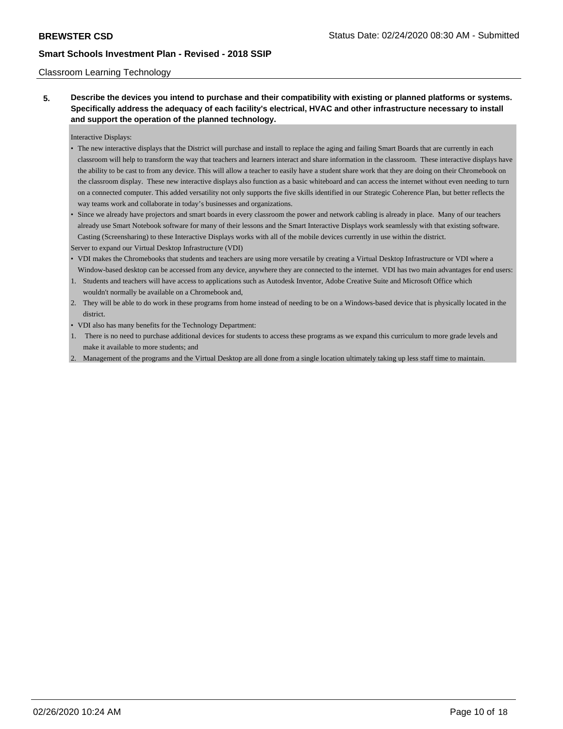Classroom Learning Technology

**5. Describe the devices you intend to purchase and their compatibility with existing or planned platforms or systems. Specifically address the adequacy of each facility's electrical, HVAC and other infrastructure necessary to install and support the operation of the planned technology.**

Interactive Displays:

- The new interactive displays that the District will purchase and install to replace the aging and failing Smart Boards that are currently in each classroom will help to transform the way that teachers and learners interact and share information in the classroom. These interactive displays have the ability to be cast to from any device. This will allow a teacher to easily have a student share work that they are doing on their Chromebook on the classroom display. These new interactive displays also function as a basic whiteboard and can access the internet without even needing to turn on a connected computer. This added versatility not only supports the five skills identified in our Strategic Coherence Plan, but better reflects the way teams work and collaborate in today's businesses and organizations.
- Since we already have projectors and smart boards in every classroom the power and network cabling is already in place. Many of our teachers already use Smart Notebook software for many of their lessons and the Smart Interactive Displays work seamlessly with that existing software. Casting (Screensharing) to these Interactive Displays works with all of the mobile devices currently in use within the district.

Server to expand our Virtual Desktop Infrastructure (VDI)

- VDI makes the Chromebooks that students and teachers are using more versatile by creating a Virtual Desktop Infrastructure or VDI where a Window-based desktop can be accessed from any device, anywhere they are connected to the internet. VDI has two main advantages for end users:

1. Students and teachers will have access to applications such as Autodesk Inventor, Adobe Creative Suite and Microsoft Office which wouldn't normally be available on a Chromebook and,
2. They will be able to do work in these programs from home instead of needing to be on a Windows-based device that is physically located in the district.

- VDI also has many benefits for the Technology Department:

1. There is no need to purchase additional devices for students to access these programs as we expand this curriculum to more grade levels and make it available to more students; and
2. Management of the programs and the Virtual Desktop are all done from a single location ultimately taking up less staff time to maintain.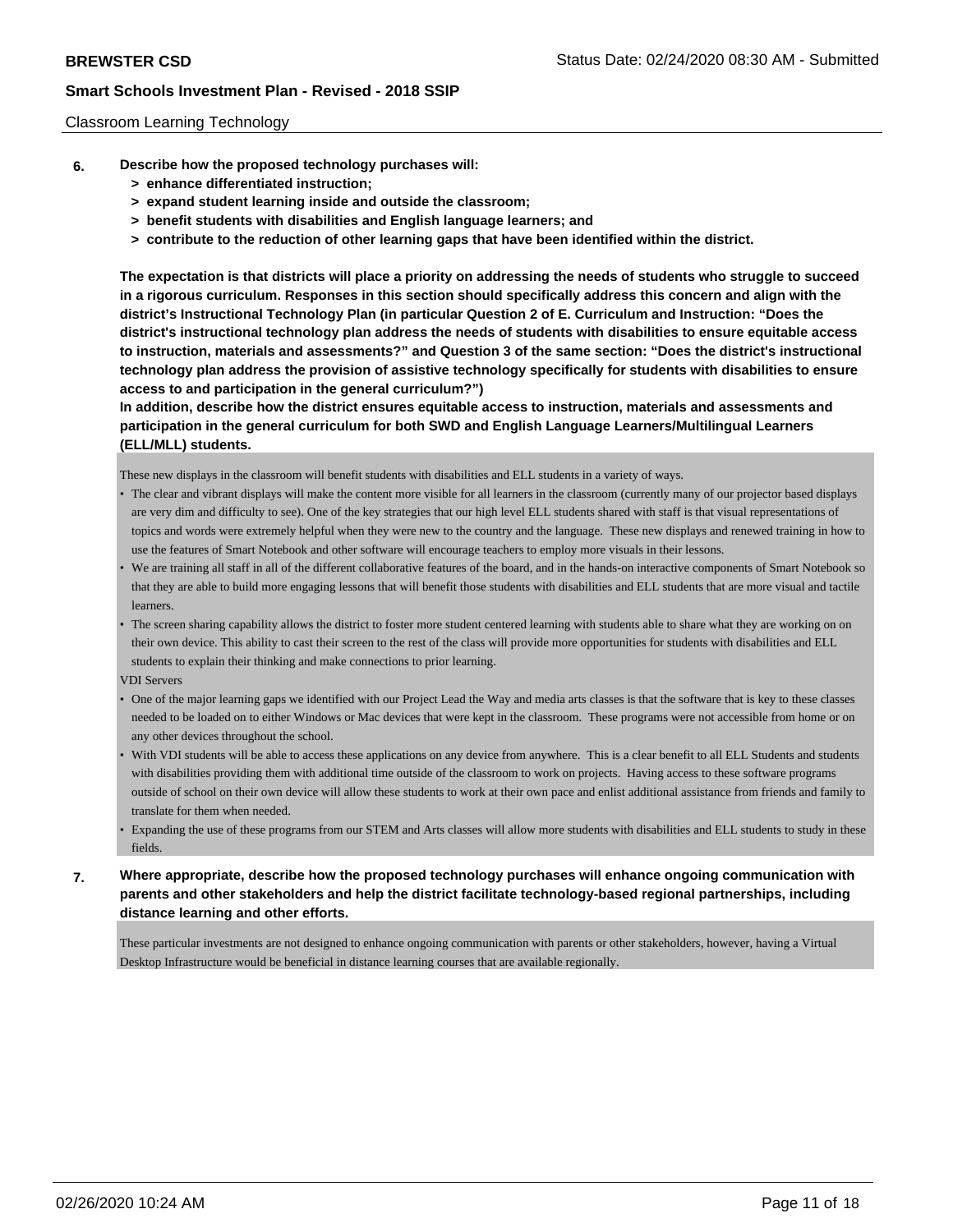Classroom Learning Technology

**6. Describe how the proposed technology purchases will:**
- **> enhance differentiated instruction;**
- **> expand student learning inside and outside the classroom;**
- **> benefit students with disabilities and English language learners; and**
- **> contribute to the reduction of other learning gaps that have been identified within the district.**

**The expectation is that districts will place a priority on addressing the needs of students who struggle to succeed in a rigorous curriculum. Responses in this section should specifically address this concern and align with the district's Instructional Technology Plan (in particular Question 2 of E. Curriculum and Instruction: "Does the district's instructional technology plan address the needs of students with disabilities to ensure equitable access to instruction, materials and assessments?" and Question 3 of the same section: "Does the district's instructional technology plan address the provision of assistive technology specifically for students with disabilities to ensure access to and participation in the general curriculum?")**
**In addition, describe how the district ensures equitable access to instruction, materials and assessments and participation in the general curriculum for both SWD and English Language Learners/Multilingual Learners (ELL/MLL) students.**

These new displays in the classroom will benefit students with disabilities and ELL students in a variety of ways.

- The clear and vibrant displays will make the content more visible for all learners in the classroom (currently many of our projector based displays are very dim and difficulty to see). One of the key strategies that our high level ELL students shared with staff is that visual representations of topics and words were extremely helpful when they were new to the country and the language. These new displays and renewed training in how to use the features of Smart Notebook and other software will encourage teachers to employ more visuals in their lessons.
- We are training all staff in all of the different collaborative features of the board, and in the hands-on interactive components of Smart Notebook so that they are able to build more engaging lessons that will benefit those students with disabilities and ELL students that are more visual and tactile learners.
- The screen sharing capability allows the district to foster more student centered learning with students able to share what they are working on on their own device. This ability to cast their screen to the rest of the class will provide more opportunities for students with disabilities and ELL students to explain their thinking and make connections to prior learning.

VDI Servers

- One of the major learning gaps we identified with our Project Lead the Way and media arts classes is that the software that is key to these classes needed to be loaded on to either Windows or Mac devices that were kept in the classroom. These programs were not accessible from home or on any other devices throughout the school.
- With VDI students will be able to access these applications on any device from anywhere. This is a clear benefit to all ELL Students and students with disabilities providing them with additional time outside of the classroom to work on projects. Having access to these software programs outside of school on their own device will allow these students to work at their own pace and enlist additional assistance from friends and family to translate for them when needed.
- Expanding the use of these programs from our STEM and Arts classes will allow more students with disabilities and ELL students to study in these fields.

**7. Where appropriate, describe how the proposed technology purchases will enhance ongoing communication with parents and other stakeholders and help the district facilitate technology-based regional partnerships, including distance learning and other efforts.**

These particular investments are not designed to enhance ongoing communication with parents or other stakeholders, however, having a Virtual Desktop Infrastructure would be beneficial in distance learning courses that are available regionally.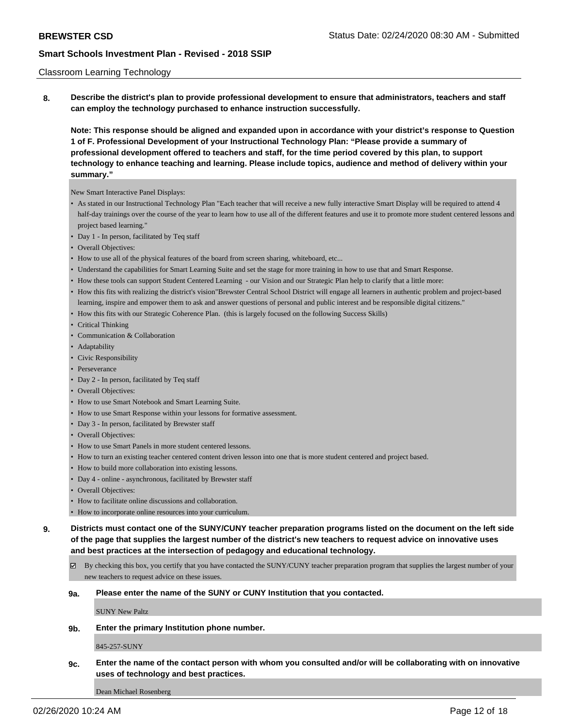Classroom Learning Technology

**8. Describe the district's plan to provide professional development to ensure that administrators, teachers and staff can employ the technology purchased to enhance instruction successfully.**

**Note: This response should be aligned and expanded upon in accordance with your district's response to Question 1 of F. Professional Development of your Instructional Technology Plan: "Please provide a summary of professional development offered to teachers and staff, for the time period covered by this plan, to support technology to enhance teaching and learning. Please include topics, audience and method of delivery within your summary."**

New Smart Interactive Panel Displays:

- As stated in our Instructional Technology Plan "Each teacher that will receive a new fully interactive Smart Display will be required to attend 4 half-day trainings over the course of the year to learn how to use all of the different features and use it to promote more student centered lessons and project based learning."
- Day 1 - In person, facilitated by Teq staff
- Overall Objectives:
- How to use all of the physical features of the board from screen sharing, whiteboard, etc...
- Understand the capabilities for Smart Learning Suite and set the stage for more training in how to use that and Smart Response.
- How these tools can support Student Centered Learning - our Vision and our Strategic Plan help to clarify that a little more:
- How this fits with realizing the district's vision"Brewster Central School District will engage all learners in authentic problem and project-based learning, inspire and empower them to ask and answer questions of personal and public interest and be responsible digital citizens."
- How this fits with our Strategic Coherence Plan. (this is largely focused on the following Success Skills)
- Critical Thinking
- Communication & Collaboration
- Adaptability
- Civic Responsibility
- Perseverance
- Day 2 - In person, facilitated by Teq staff
- Overall Objectives:
- How to use Smart Notebook and Smart Learning Suite.
- How to use Smart Response within your lessons for formative assessment.
- Day 3 - In person, facilitated by Brewster staff
- Overall Objectives:
- How to use Smart Panels in more student centered lessons.
- How to turn an existing teacher centered content driven lesson into one that is more student centered and project based.
- How to build more collaboration into existing lessons.
- Day 4 - online - asynchronous, facilitated by Brewster staff
- Overall Objectives:
- How to facilitate online discussions and collaboration.
- How to incorporate online resources into your curriculum.

**9. Districts must contact one of the SUNY/CUNY teacher preparation programs listed on the document on the left side of the page that supplies the largest number of the district's new teachers to request advice on innovative uses and best practices at the intersection of pedagogy and educational technology.**

☑ By checking this box, you certify that you have contacted the SUNY/CUNY teacher preparation program that supplies the largest number of your new teachers to request advice on these issues.

**9a. Please enter the name of the SUNY or CUNY Institution that you contacted.**

SUNY New Paltz

**9b. Enter the primary Institution phone number.**

845-257-SUNY

**9c. Enter the name of the contact person with whom you consulted and/or will be collaborating with on innovative uses of technology and best practices.**

Dean Michael Rosenberg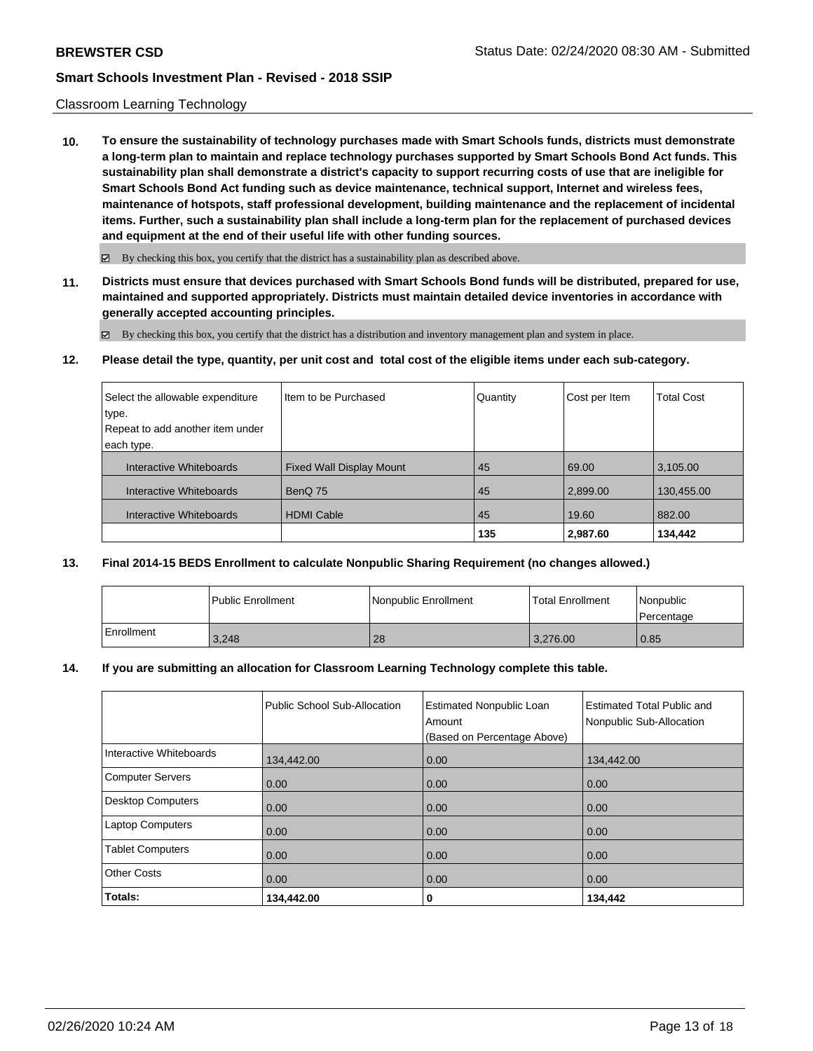Classroom Learning Technology

**10. To ensure the sustainability of technology purchases made with Smart Schools funds, districts must demonstrate a long-term plan to maintain and replace technology purchases supported by Smart Schools Bond Act funds. This sustainability plan shall demonstrate a district's capacity to support recurring costs of use that are ineligible for Smart Schools Bond Act funding such as device maintenance, technical support, Internet and wireless fees, maintenance of hotspots, staff professional development, building maintenance and the replacement of incidental items. Further, such a sustainability plan shall include a long-term plan for the replacement of purchased devices and equipment at the end of their useful life with other funding sources.**

☑ By checking this box, you certify that the district has a sustainability plan as described above.

**11. Districts must ensure that devices purchased with Smart Schools Bond funds will be distributed, prepared for use, maintained and supported appropriately. Districts must maintain detailed device inventories in accordance with generally accepted accounting principles.**

☑ By checking this box, you certify that the district has a distribution and inventory management plan and system in place.

**12. Please detail the type, quantity, per unit cost and total cost of the eligible items under each sub-category.**

| Select the allowable expenditure type. Repeat to add another item under each type. | Item to be Purchased | Quantity | Cost per Item | Total Cost |
|---|---|---|---|---|
| Interactive Whiteboards | Fixed Wall Display Mount | 45 | 69.00 | 3,105.00 |
| Interactive Whiteboards | BenQ 75 | 45 | 2,899.00 | 130,455.00 |
| Interactive Whiteboards | HDMI Cable | 45 | 19.60 | 882.00 |
| | | **135** | **2,987.60** | **134,442** |

**13. Final 2014-15 BEDS Enrollment to calculate Nonpublic Sharing Requirement (no changes allowed.)**

| | Public Enrollment | Nonpublic Enrollment | Total Enrollment | Nonpublic Percentage |
|---|---|---|---|---|
| Enrollment | 3,248 | 28 | 3,276.00 | 0.85 |

**14. If you are submitting an allocation for Classroom Learning Technology complete this table.**

| | Public School Sub-Allocation | Estimated Nonpublic Loan Amount (Based on Percentage Above) | Estimated Total Public and Nonpublic Sub-Allocation |
|---|---|---|---|
| Interactive Whiteboards | 134,442.00 | 0.00 | 134,442.00 |
| Computer Servers | 0.00 | 0.00 | 0.00 |
| Desktop Computers | 0.00 | 0.00 | 0.00 |
| Laptop Computers | 0.00 | 0.00 | 0.00 |
| Tablet Computers | 0.00 | 0.00 | 0.00 |
| Other Costs | 0.00 | 0.00 | 0.00 |
| **Totals:** | **134,442.00** | **0** | **134,442** |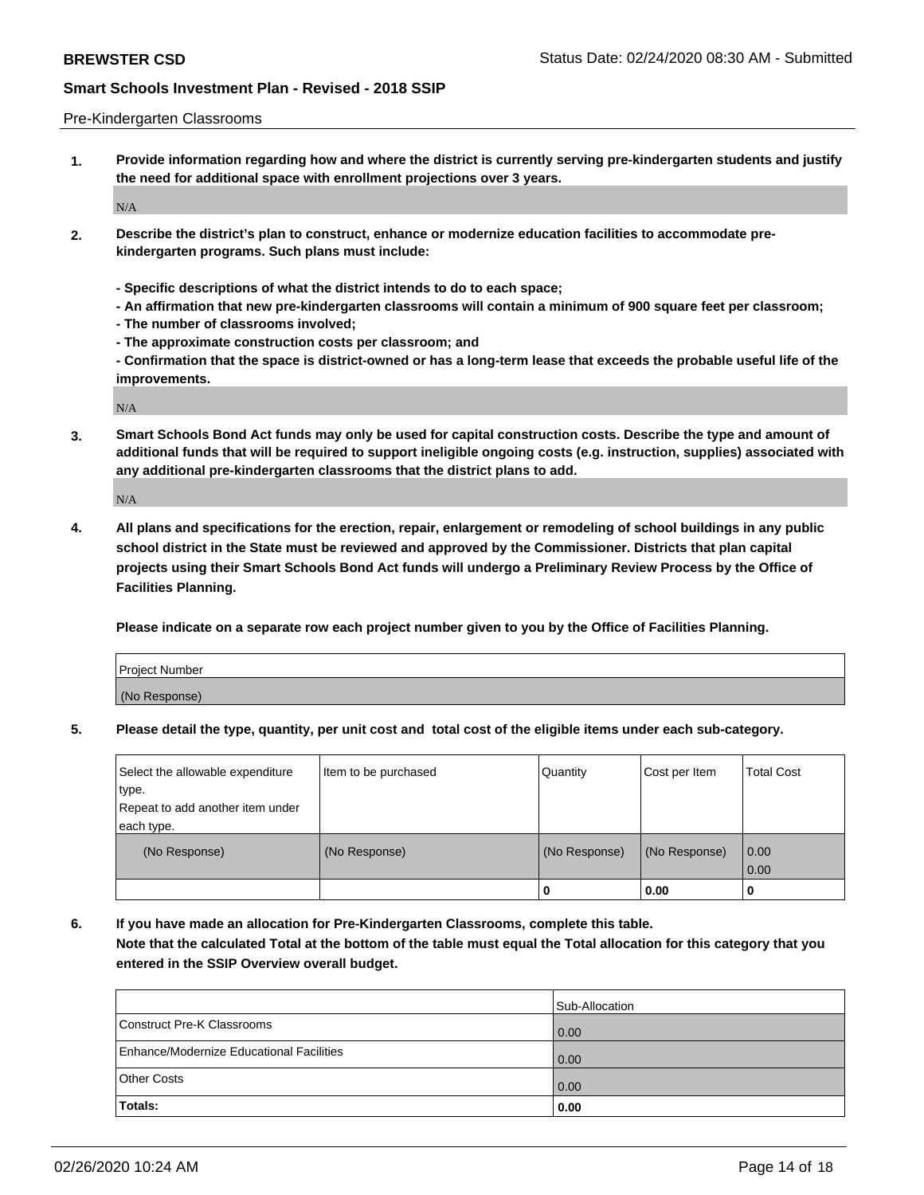Pre-Kindergarten Classrooms

1. **Provide information regarding how and where the district is currently serving pre-kindergarten students and justify the need for additional space with enrollment projections over 3 years.**

   N/A

2. **Describe the district's plan to construct, enhance or modernize education facilities to accommodate pre-kindergarten programs. Such plans must include:**

   **- Specific descriptions of what the district intends to do to each space;**
   **- An affirmation that new pre-kindergarten classrooms will contain a minimum of 900 square feet per classroom;**
   **- The number of classrooms involved;**
   **- The approximate construction costs per classroom; and**
   **- Confirmation that the space is district-owned or has a long-term lease that exceeds the probable useful life of the improvements.**

   N/A

3. **Smart Schools Bond Act funds may only be used for capital construction costs. Describe the type and amount of additional funds that will be required to support ineligible ongoing costs (e.g. instruction, supplies) associated with any additional pre-kindergarten classrooms that the district plans to add.**

   N/A

4. **All plans and specifications for the erection, repair, enlargement or remodeling of school buildings in any public school district in the State must be reviewed and approved by the Commissioner. Districts that plan capital projects using their Smart Schools Bond Act funds will undergo a Preliminary Review Process by the Office of Facilities Planning.**

   **Please indicate on a separate row each project number given to you by the Office of Facilities Planning.**

| Project Number |
|---|
| (No Response) |

5. **Please detail the type, quantity, per unit cost and total cost of the eligible items under each sub-category.**

| Select the allowable expenditure type. Repeat to add another item under each type. | Item to be purchased | Quantity | Cost per Item | Total Cost |
|---|---|---|---|---|
| (No Response) | (No Response) | (No Response) | (No Response) | 0.00 0.00 |
| | | 0 | 0.00 | 0 |

6. **If you have made an allocation for Pre-Kindergarten Classrooms, complete this table. Note that the calculated Total at the bottom of the table must equal the Total allocation for this category that you entered in the SSIP Overview overall budget.**

| | Sub-Allocation |
|---|---|
| Construct Pre-K Classrooms | 0.00 |
| Enhance/Modernize Educational Facilities | 0.00 |
| Other Costs | 0.00 |
| **Totals:** | **0.00** |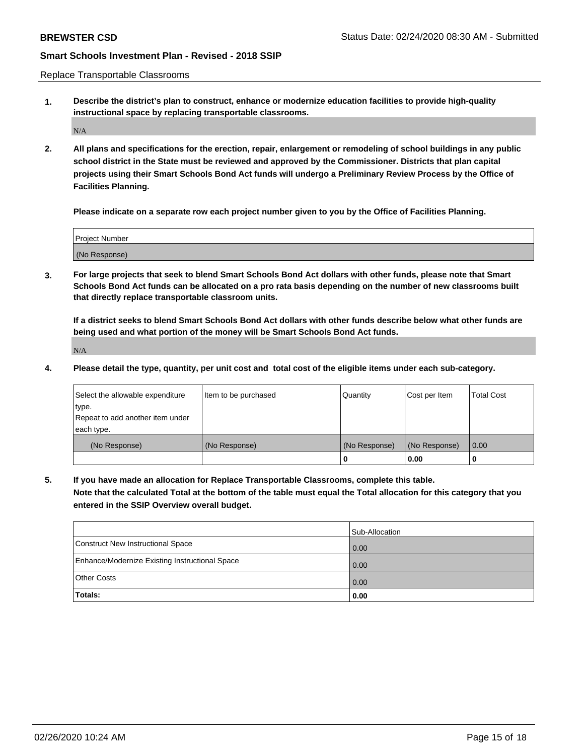Replace Transportable Classrooms

1. **Describe the district's plan to construct, enhance or modernize education facilities to provide high-quality instructional space by replacing transportable classrooms.**

N/A

2. **All plans and specifications for the erection, repair, enlargement or remodeling of school buildings in any public school district in the State must be reviewed and approved by the Commissioner. Districts that plan capital projects using their Smart Schools Bond Act funds will undergo a Preliminary Review Process by the Office of Facilities Planning.**

**Please indicate on a separate row each project number given to you by the Office of Facilities Planning.**

| Project Number |
|---|
| (No Response) |

3. **For large projects that seek to blend Smart Schools Bond Act dollars with other funds, please note that Smart Schools Bond Act funds can be allocated on a pro rata basis depending on the number of new classrooms built that directly replace transportable classroom units.**

**If a district seeks to blend Smart Schools Bond Act dollars with other funds describe below what other funds are being used and what portion of the money will be Smart Schools Bond Act funds.**

N/A

4. **Please detail the type, quantity, per unit cost and total cost of the eligible items under each sub-category.**

| Select the allowable expenditure type. Repeat to add another item under each type. | Item to be purchased | Quantity | Cost per Item | Total Cost |
|---|---|---|---|---|
| (No Response) | (No Response) | (No Response) | (No Response) | 0.00 |
| | | 0 | 0.00 | 0 |

5. **If you have made an allocation for Replace Transportable Classrooms, complete this table. Note that the calculated Total at the bottom of the table must equal the Total allocation for this category that you entered in the SSIP Overview overall budget.**

| | Sub-Allocation |
|---|---|
| Construct New Instructional Space | 0.00 |
| Enhance/Modernize Existing Instructional Space | 0.00 |
| Other Costs | 0.00 |
| **Totals:** | **0.00** |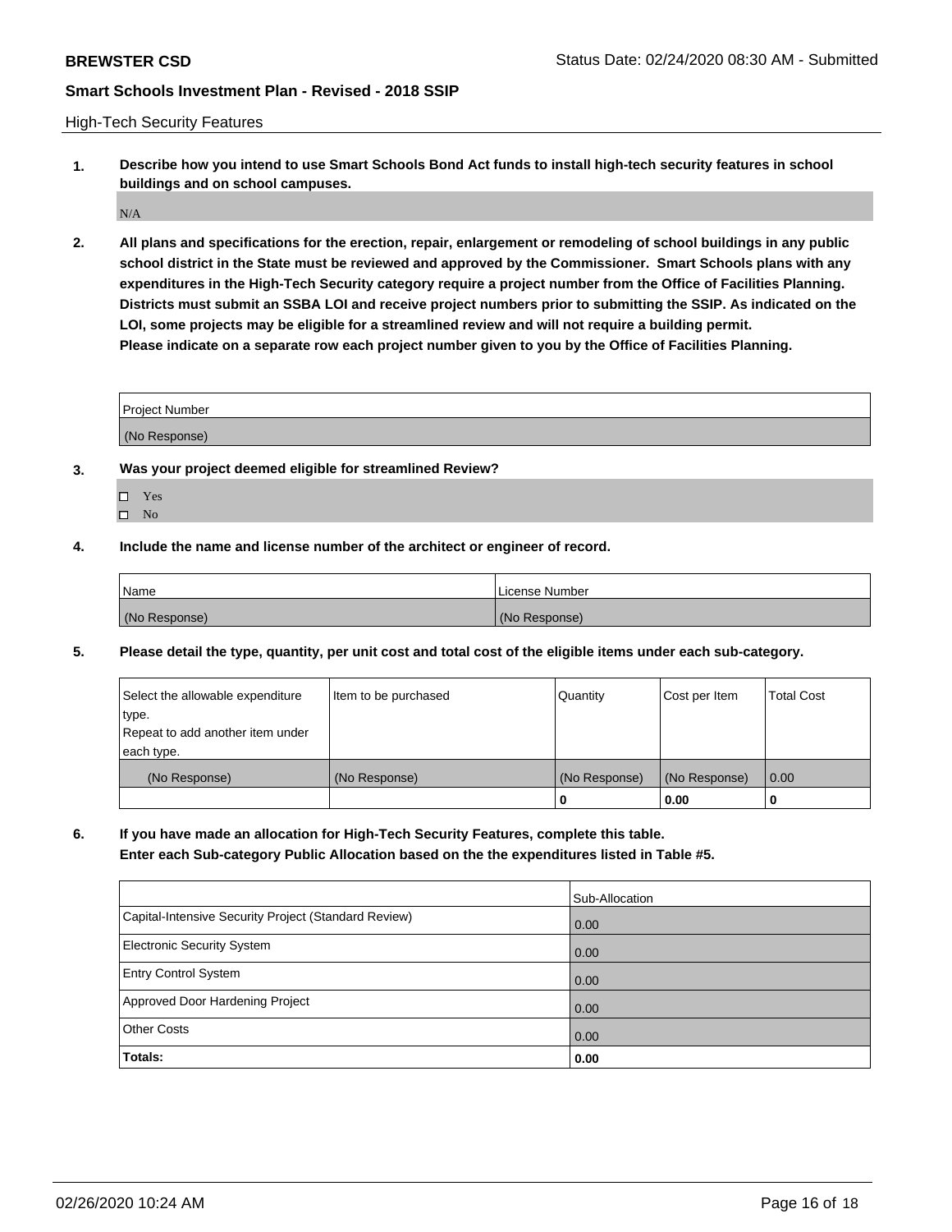High-Tech Security Features

**1. Describe how you intend to use Smart Schools Bond Act funds to install high-tech security features in school buildings and on school campuses.**

N/A

**2. All plans and specifications for the erection, repair, enlargement or remodeling of school buildings in any public school district in the State must be reviewed and approved by the Commissioner. Smart Schools plans with any expenditures in the High-Tech Security category require a project number from the Office of Facilities Planning. Districts must submit an SSBA LOI and receive project numbers prior to submitting the SSIP. As indicated on the LOI, some projects may be eligible for a streamlined review and will not require a building permit. Please indicate on a separate row each project number given to you by the Office of Facilities Planning.**

| Project Number |
|---|
| (No Response) |

**3. Was your project deemed eligible for streamlined Review?**

- ☐ Yes
- ☐ No

**4. Include the name and license number of the architect or engineer of record.**

| Name | License Number |
|---|---|
| (No Response) | (No Response) |

**5. Please detail the type, quantity, per unit cost and total cost of the eligible items under each sub-category.**

| Select the allowable expenditure type. Repeat to add another item under each type. | Item to be purchased | Quantity | Cost per Item | Total Cost |
|---|---|---|---|---|
| (No Response) | (No Response) | (No Response) | (No Response) | 0.00 |
| | | **0** | **0.00** | **0** |

**6. If you have made an allocation for High-Tech Security Features, complete this table. Enter each Sub-category Public Allocation based on the the expenditures listed in Table #5.**

| | Sub-Allocation |
|---|---|
| Capital-Intensive Security Project (Standard Review) | 0.00 |
| Electronic Security System | 0.00 |
| Entry Control System | 0.00 |
| Approved Door Hardening Project | 0.00 |
| Other Costs | 0.00 |
| **Totals:** | **0.00** |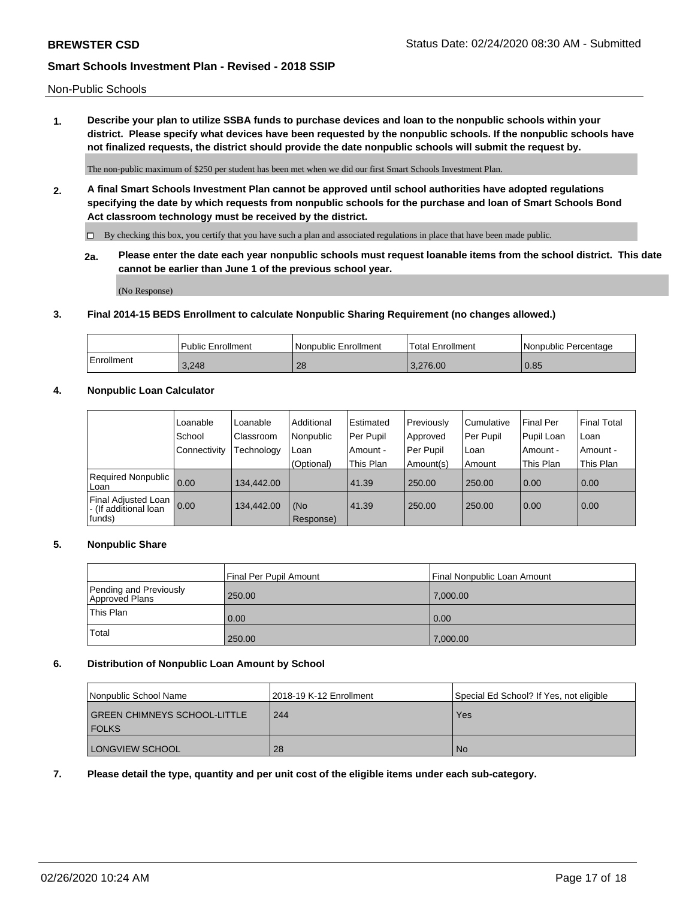Non-Public Schools

**1. Describe your plan to utilize SSBA funds to purchase devices and loan to the nonpublic schools within your district. Please specify what devices have been requested by the nonpublic schools. If the nonpublic schools have not finalized requests, the district should provide the date nonpublic schools will submit the request by.**

The non-public maximum of $250 per student has been met when we did our first Smart Schools Investment Plan.

**2. A final Smart Schools Investment Plan cannot be approved until school authorities have adopted regulations specifying the date by which requests from nonpublic schools for the purchase and loan of Smart Schools Bond Act classroom technology must be received by the district.**

☐ By checking this box, you certify that you have such a plan and associated regulations in place that have been made public.

**2a. Please enter the date each year nonpublic schools must request loanable items from the school district. This date cannot be earlier than June 1 of the previous school year.**

(No Response)

**3. Final 2014-15 BEDS Enrollment to calculate Nonpublic Sharing Requirement (no changes allowed.)**

| | Public Enrollment | Nonpublic Enrollment | Total Enrollment | Nonpublic Percentage |
|---|---|---|---|---|
| Enrollment | 3,248 | 28 | 3,276.00 | 0.85 |

**4. Nonpublic Loan Calculator**

| | Loanable School Connectivity | Loanable Classroom Technology | Additional Nonpublic Loan (Optional) | Estimated Per Pupil Amount - This Plan | Previously Approved Per Pupil Amount(s) | Cumulative Per Pupil Loan Amount | Final Per Pupil Loan Amount - This Plan | Final Total Loan Amount - This Plan |
|---|---|---|---|---|---|---|---|---|
| Required Nonpublic Loan | 0.00 | 134,442.00 | | 41.39 | 250.00 | 250.00 | 0.00 | 0.00 |
| Final Adjusted Loan - (If additional loan funds) | 0.00 | 134,442.00 | (No Response) | 41.39 | 250.00 | 250.00 | 0.00 | 0.00 |

**5. Nonpublic Share**

| | Final Per Pupil Amount | Final Nonpublic Loan Amount |
|---|---|---|
| Pending and Previously Approved Plans | 250.00 | 7,000.00 |
| This Plan | 0.00 | 0.00 |
| Total | 250.00 | 7,000.00 |

**6. Distribution of Nonpublic Loan Amount by School**

| Nonpublic School Name | 2018-19 K-12 Enrollment | Special Ed School? If Yes, not eligible |
|---|---|---|
| GREEN CHIMNEYS SCHOOL-LITTLE FOLKS | 244 | Yes |
| LONGVIEW SCHOOL | 28 | No |

**7. Please detail the type, quantity and per unit cost of the eligible items under each sub-category.**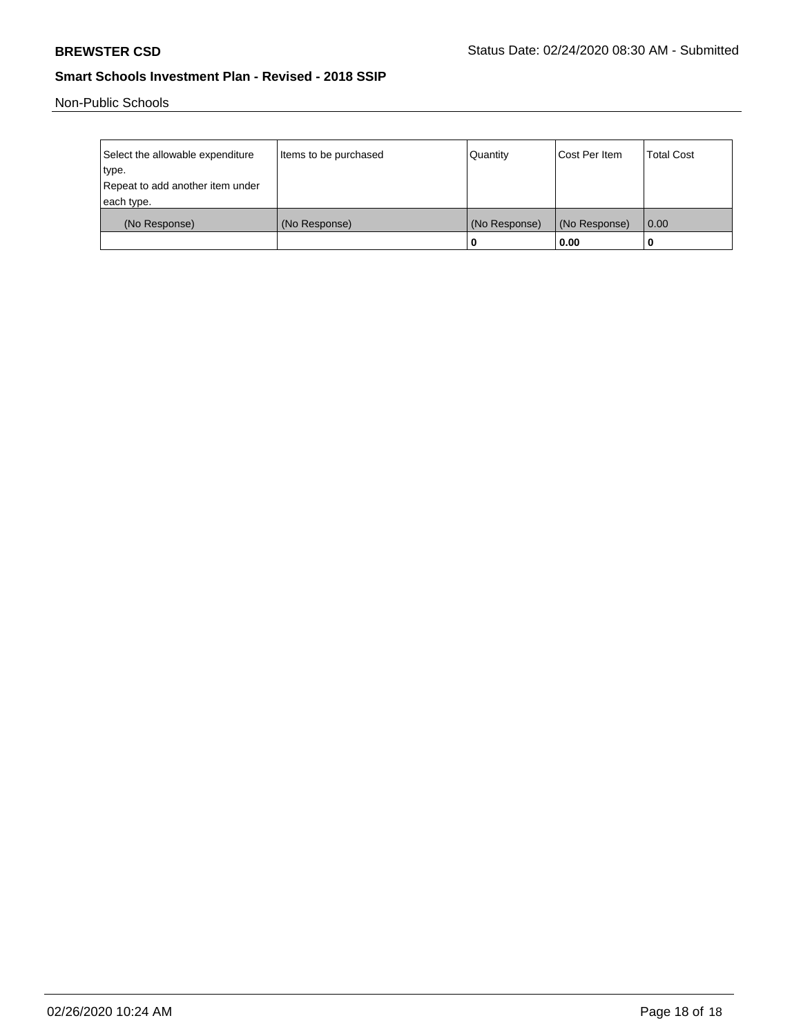Non-Public Schools

| Select the allowable expenditure type. Repeat to add another item under each type. | Items to be purchased | Quantity | Cost Per Item | Total Cost |
|---|---|---|---|---|
| (No Response) | (No Response) | (No Response) | (No Response) | 0.00 |
| | | **0** | **0.00** | **0** |